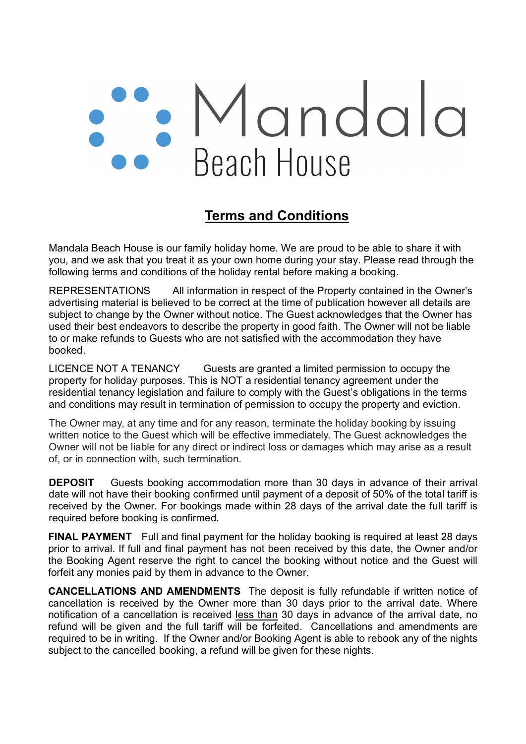# Mandala Beach House

## Terms and Conditions

Mandala Beach House is our family holiday home. We are proud to be able to share it with you, and we ask that you treat it as your own home during your stay. Please read through the following terms and conditions of the holiday rental before making a booking.

REPRESENTATIONS All information in respect of the Property contained in the Owner's advertising material is believed to be correct at the time of publication however all details are subject to change by the Owner without notice. The Guest acknowledges that the Owner has used their best endeavors to describe the property in good faith. The Owner will not be liable to or make refunds to Guests who are not satisfied with the accommodation they have booked.

LICENCE NOT A TENANCY Guests are granted a limited permission to occupy the property for holiday purposes. This is NOT a residential tenancy agreement under the residential tenancy legislation and failure to comply with the Guest's obligations in the terms and conditions may result in termination of permission to occupy the property and eviction.

The Owner may, at any time and for any reason, terminate the holiday booking by issuing written notice to the Guest which will be effective immediately. The Guest acknowledges the Owner will not be liable for any direct or indirect loss or damages which may arise as a result of, or in connection with, such termination.

**DEPOSIT** Guests booking accommodation more than 30 days in advance of their arrival date will not have their booking confirmed until payment of a deposit of 50% of the total tariff is received by the Owner. For bookings made within 28 days of the arrival date the full tariff is required before booking is confirmed.

**FINAL PAYMENT** Full and final payment for the holiday booking is required at least 28 days prior to arrival. If full and final payment has not been received by this date, the Owner and/or the Booking Agent reserve the right to cancel the booking without notice and the Guest will forfeit any monies paid by them in advance to the Owner.

**CANCELLATIONS AND AMENDMENTS** The deposit is fully refundable if written notice of cancellation is received by the Owner more than 30 days prior to the arrival date. Where notification of a cancellation is received <u>less than</u> 30 days in advance of the arrival date, no refund will be given and the full tariff will be forfeited. Cancellations and amendments are required to be in writing. If the Owner and/or Booking Agent is able to rebook any of the nights subject to the cancelled booking, a refund will be given for these nights.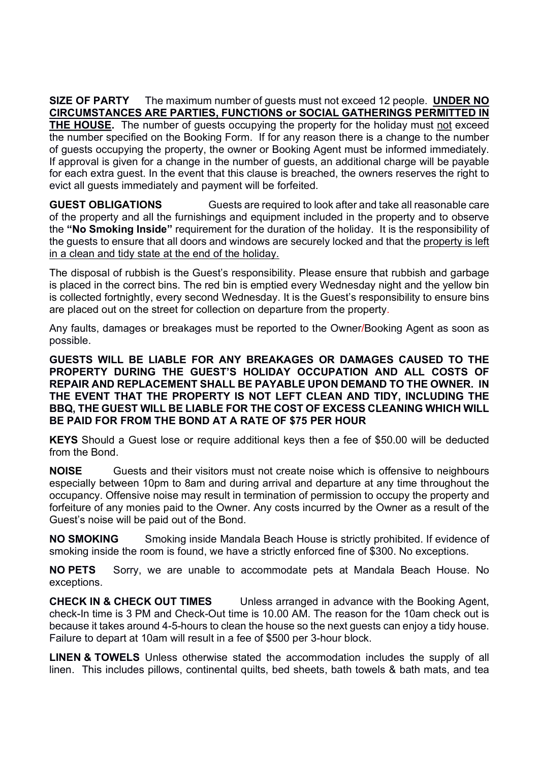**SIZE OF PARTY** The maximum number of guests must not exceed 12 people. **UNDER NO CIRCUMSTANCES ARE PARTIES, FUNCTIONS or SOCIAL GATHERINGS PERMITTED IN THE HOUSE.** The number of guests occupying the property for the holiday must not exceed the number specified on the Booking Form. If for any reason there is a change to the number of guests occupying the property, the owner or Booking Agent must be informed immediately. If approval is given for a change in the number of guests, an additional charge will be payable for each extra guest. In the event that this clause is breached, the owners reserves the right to evict all guests immediately and payment will be forfeited.

**GUEST OBLIGATIONS** Guests are required to look after and take all reasonable care of the property and all the furnishings and equipment included in the property and to observe the **"No Smoking Inside"** requirement for the duration of the holiday. It is the responsibility of the guests to ensure that all doors and windows are securely locked and that the property is left in a clean and tidy state at the end of the holiday.

The disposal of rubbish is the Guest's responsibility. Please ensure that rubbish and garbage is placed in the correct bins. The red bin is emptied every Wednesday night and the yellow bin is collected fortnightly, every second Wednesday. It is the Guest's responsibility to ensure bins are placed out on the street for collection on departure from the property.

Any faults, damages or breakages must be reported to the Owner/Booking Agent as soon as possible.

**GUESTS WILL BE LIABLE FOR ANY BREAKAGES OR DAMAGES CAUSED TO THE PROPERTY DURING THE GUEST'S HOLIDAY OCCUPATION AND ALL COSTS OF REPAIR AND REPLACEMENT SHALL BE PAYABLE UPON DEMAND TO THE OWNER. IN THE EVENT THAT THE PROPERTY IS NOT LEFT CLEAN AND TIDY, INCLUDING THE BBQ, THE GUEST WILL BE LIABLE FOR THE COST OF EXCESS CLEANING WHICH WILL BE PAID FOR FROM THE BOND AT A RATE OF $75 PER HOUR**

**KEYS** Should a Guest lose or require additional keys then a fee of $50.00 will be deducted from the Bond.

**NOISE** Guests and their visitors must not create noise which is offensive to neighbours especially between 10pm to 8am and during arrival and departure at any time throughout the occupancy. Offensive noise may result in termination of permission to occupy the property and forfeiture of any monies paid to the Owner. Any costs incurred by the Owner as a result of the Guest's noise will be paid out of the Bond.

**NO SMOKING** Smoking inside Mandala Beach House is strictly prohibited. If evidence of smoking inside the room is found, we have a strictly enforced fine of $300. No exceptions.

**NO PETS** Sorry, we are unable to accommodate pets at Mandala Beach House. No exceptions.

**CHECK IN & CHECK OUT TIMES** Unless arranged in advance with the Booking Agent, check-In time is 3 PM and Check-Out time is 10.00 AM. The reason for the 10am check out is because it takes around 4-5-hours to clean the house so the next guests can enjoy a tidy house. Failure to depart at 10am will result in a fee of $500 per 3-hour block.

**LINEN & TOWELS** Unless otherwise stated the accommodation includes the supply of all linen. This includes pillows, continental quilts, bed sheets, bath towels & bath mats, and tea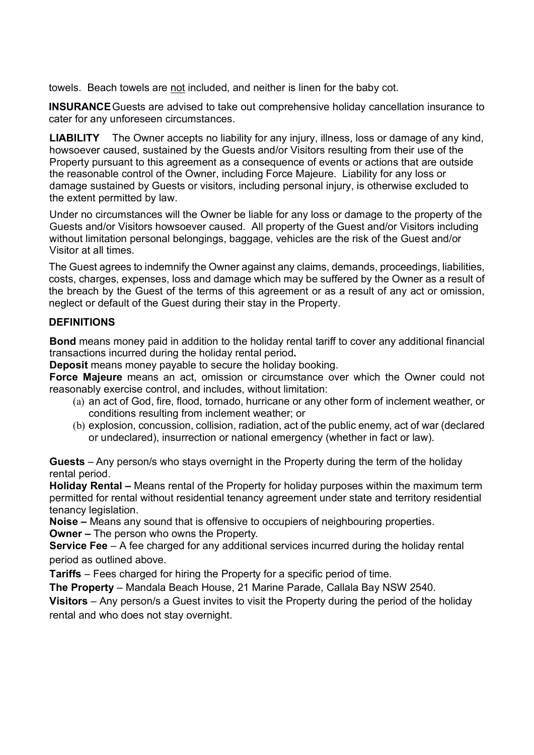towels. Beach towels are <u>not</u> included, and neither is linen for the baby cot.

**INSURANCE** Guests are advised to take out comprehensive holiday cancellation insurance to cater for any unforeseen circumstances.

**LIABILITY** The Owner accepts no liability for any injury, illness, loss or damage of any kind, howsoever caused, sustained by the Guests and/or Visitors resulting from their use of the Property pursuant to this agreement as a consequence of events or actions that are outside the reasonable control of the Owner, including Force Majeure. Liability for any loss or damage sustained by Guests or visitors, including personal injury, is otherwise excluded to the extent permitted by law.

Under no circumstances will the Owner be liable for any loss or damage to the property of the Guests and/or Visitors howsoever caused. All property of the Guest and/or Visitors including without limitation personal belongings, baggage, vehicles are the risk of the Guest and/or Visitor at all times.

The Guest agrees to indemnify the Owner against any claims, demands, proceedings, liabilities, costs, charges, expenses, loss and damage which may be suffered by the Owner as a result of the breach by the Guest of the terms of this agreement or as a result of any act or omission, neglect or default of the Guest during their stay in the Property.

**DEFINITIONS**

**Bond** means money paid in addition to the holiday rental tariff to cover any additional financial transactions incurred during the holiday rental period**.**

**Deposit** means money payable to secure the holiday booking.

**Force Majeure** means an act, omission or circumstance over which the Owner could not reasonably exercise control, and includes, without limitation:

(a) an act of God, fire, flood, tornado, hurricane or any other form of inclement weather, or conditions resulting from inclement weather; or

(b) explosion, concussion, collision, radiation, act of the public enemy, act of war (declared or undeclared), insurrection or national emergency (whether in fact or law).

**Guests** – Any person/s who stays overnight in the Property during the term of the holiday rental period.

**Holiday Rental –** Means rental of the Property for holiday purposes within the maximum term permitted for rental without residential tenancy agreement under state and territory residential tenancy legislation.

**Noise –** Means any sound that is offensive to occupiers of neighbouring properties.

**Owner –** The person who owns the Property.

**Service Fee** – A fee charged for any additional services incurred during the holiday rental period as outlined above.

**Tariffs** – Fees charged for hiring the Property for a specific period of time.

**The Property** – Mandala Beach House, 21 Marine Parade, Callala Bay NSW 2540.

**Visitors** – Any person/s a Guest invites to visit the Property during the period of the holiday rental and who does not stay overnight.